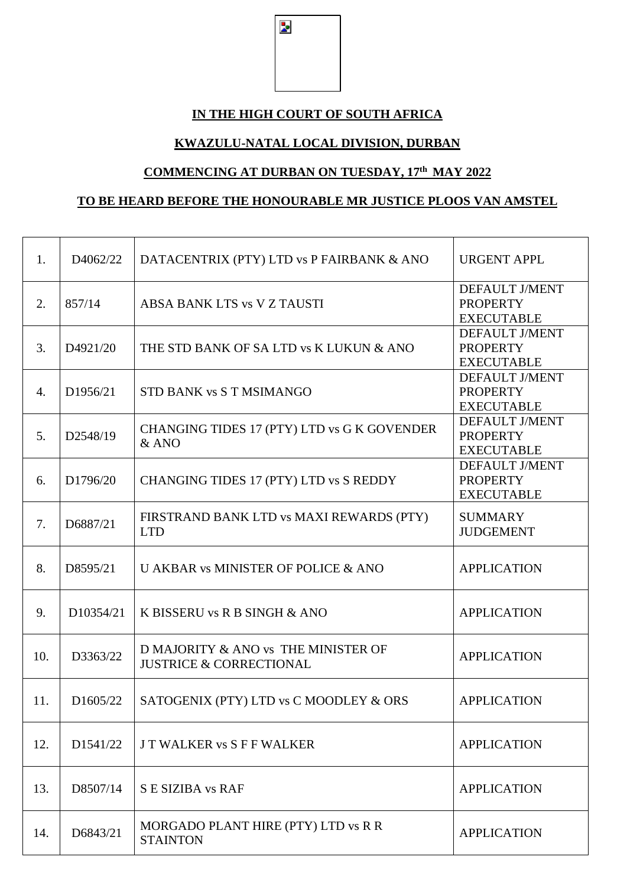**IN THE HIGH COURT OF SOUTH AFRICA**

**KWAZULU-NATAL LOCAL DIVISION, DURBAN**

**COMMENCING AT DURBAN ON TUESDAY, 17th MAY 2022**

**TO BE HEARD BEFORE THE HONOURABLE MR JUSTICE PLOOS VAN AMSTEL**

| | | | |
|---|---|---|---|
| 1. | D4062/22 | DATACENTRIX (PTY) LTD vs P FAIRBANK & ANO | URGENT APPL |
| 2. | 857/14 | ABSA BANK LTS vs V Z TAUSTI | DEFAULT J/MENT PROPERTY EXECUTABLE |
| 3. | D4921/20 | THE STD BANK OF SA LTD vs K LUKUN & ANO | DEFAULT J/MENT PROPERTY EXECUTABLE |
| 4. | D1956/21 | STD BANK vs S T MSIMANGO | DEFAULT J/MENT PROPERTY EXECUTABLE |
| 5. | D2548/19 | CHANGING TIDES 17 (PTY) LTD vs G K GOVENDER & ANO | DEFAULT J/MENT PROPERTY EXECUTABLE |
| 6. | D1796/20 | CHANGING TIDES 17 (PTY) LTD vs S REDDY | DEFAULT J/MENT PROPERTY EXECUTABLE |
| 7. | D6887/21 | FIRSTRAND BANK LTD vs MAXI REWARDS (PTY) LTD | SUMMARY JUDGEMENT |
| 8. | D8595/21 | U AKBAR vs MINISTER OF POLICE & ANO | APPLICATION |
| 9. | D10354/21 | K BISSERU vs R B SINGH & ANO | APPLICATION |
| 10. | D3363/22 | D MAJORITY & ANO vs THE MINISTER OF JUSTRICE & CORRECTIONAL | APPLICATION |
| 11. | D1605/22 | SATOGENIX (PTY) LTD vs C MOODLEY & ORS | APPLICATION |
| 12. | D1541/22 | J T WALKER vs S F F WALKER | APPLICATION |
| 13. | D8507/14 | S E SIZIBA vs RAF | APPLICATION |
| 14. | D6843/21 | MORGADO PLANT HIRE (PTY) LTD vs R R STAINTON | APPLICATION |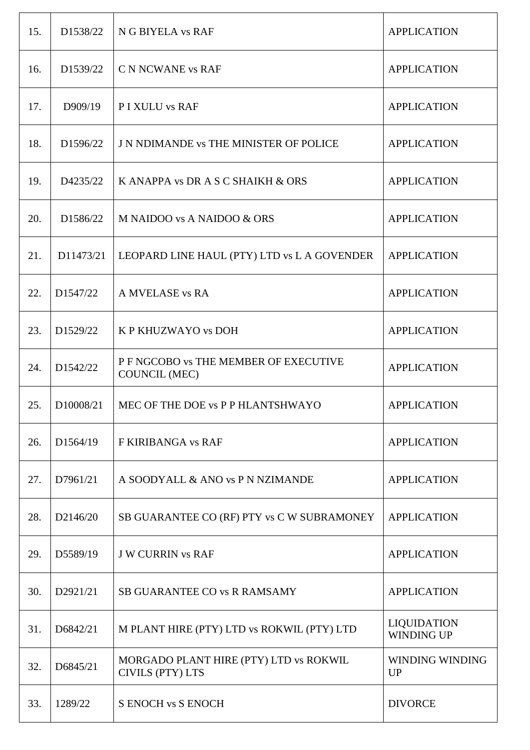| | | | |
|---|---|---|---|
| 15. | D1538/22 | N G BIYELA vs RAF | APPLICATION |
| 16. | D1539/22 | C N NCWANE vs RAF | APPLICATION |
| 17. | D909/19 | P I XULU vs RAF | APPLICATION |
| 18. | D1596/22 | J N NDIMANDE vs THE MINISTER OF POLICE | APPLICATION |
| 19. | D4235/22 | K ANAPPA vs DR A S C SHAIKH & ORS | APPLICATION |
| 20. | D1586/22 | M NAIDOO vs A NAIDOO & ORS | APPLICATION |
| 21. | D11473/21 | LEOPARD LINE HAUL (PTY) LTD vs L A GOVENDER | APPLICATION |
| 22. | D1547/22 | A MVELASE vs RA | APPLICATION |
| 23. | D1529/22 | K P KHUZWAYO vs DOH | APPLICATION |
| 24. | D1542/22 | P F NGCOBO vs THE MEMBER OF EXECUTIVE COUNCIL (MEC) | APPLICATION |
| 25. | D10008/21 | MEC OF THE DOE vs P P HLANTSHWAYO | APPLICATION |
| 26. | D1564/19 | F KIRIBANGA vs RAF | APPLICATION |
| 27. | D7961/21 | A SOODYALL & ANO vs P N NZIMANDE | APPLICATION |
| 28. | D2146/20 | SB GUARANTEE CO (RF) PTY vs C W SUBRAMONEY | APPLICATION |
| 29. | D5589/19 | J W CURRIN vs RAF | APPLICATION |
| 30. | D2921/21 | SB GUARANTEE CO vs R RAMSAMY | APPLICATION |
| 31. | D6842/21 | M PLANT HIRE (PTY) LTD vs ROKWIL (PTY) LTD | LIQUIDATION WINDING UP |
| 32. | D6845/21 | MORGADO PLANT HIRE (PTY) LTD vs ROKWIL CIVILS (PTY) LTS | WINDING WINDING UP |
| 33. | 1289/22 | S ENOCH vs S ENOCH | DIVORCE |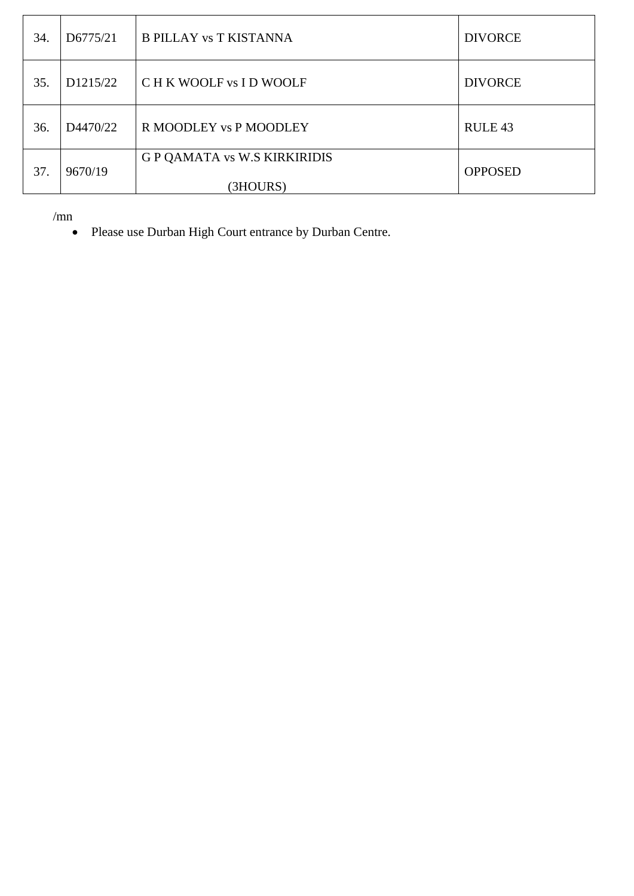| | | | |
|---|---|---|---|
| 34. | D6775/21 | B PILLAY vs T KISTANNA | DIVORCE |
| 35. | D1215/22 | C H K WOOLF vs I D WOOLF | DIVORCE |
| 36. | D4470/22 | R MOODLEY vs P MOODLEY | RULE 43 |
| 37. | 9670/19 | G P QAMATA vs W.S KIRKIRIDIS (3HOURS) | OPPOSED |

/mn

- Please use Durban High Court entrance by Durban Centre.